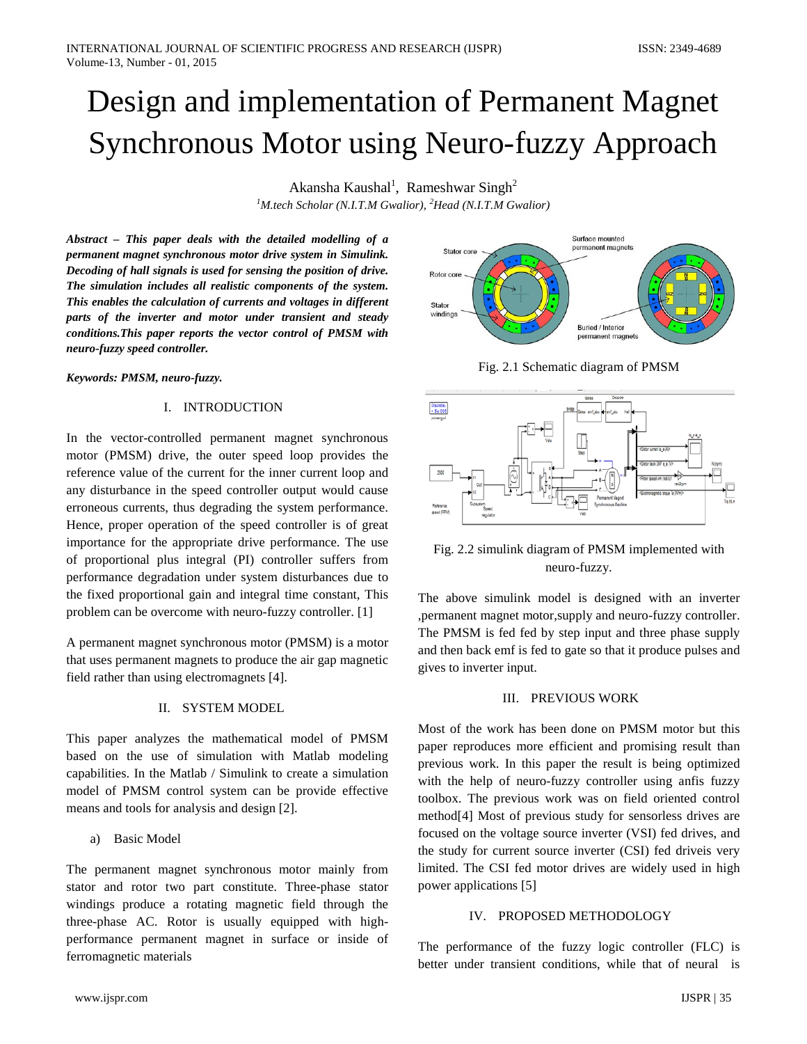# Design and implementation of Permanent Magnet Synchronous Motor using Neuro-fuzzy Approach

Akansha Kaushal[1], Rameshwar Singh[2]

[1]M.tech Scholar (N.I.T.M Gwalior), [2]Head (N.I.T.M Gwalior)

***Abstract* – *This paper deals with the detailed modelling of a permanent magnet synchronous motor drive system in Simulink. Decoding of hall signals is used for sensing the position of drive. The simulation includes all realistic components of the system. This enables the calculation of currents and voltages in different parts of the inverter and motor under transient and steady conditions.This paper reports the vector control of PMSM with neuro-fuzzy speed controller.***

***Keywords: PMSM, neuro-fuzzy.***

## I. INTRODUCTION

In the vector-controlled permanent magnet synchronous motor (PMSM) drive, the outer speed loop provides the reference value of the current for the inner current loop and any disturbance in the speed controller output would cause erroneous currents, thus degrading the system performance. Hence, proper operation of the speed controller is of great importance for the appropriate drive performance. The use of proportional plus integral (PI) controller suffers from performance degradation under system disturbances due to the fixed proportional gain and integral time constant, This problem can be overcome with neuro-fuzzy controller. [1]

A permanent magnet synchronous motor (PMSM) is a motor that uses permanent magnets to produce the air gap magnetic field rather than using electromagnets [4].

## II. SYSTEM MODEL

This paper analyzes the mathematical model of PMSM based on the use of simulation with Matlab modeling capabilities. In the Matlab / Simulink to create a simulation model of PMSM control system can be provide effective means and tools for analysis and design [2].

### a) Basic Model

The permanent magnet synchronous motor mainly from stator and rotor two part constitute. Three-phase stator windings produce a rotating magnetic field through the three-phase AC. Rotor is usually equipped with high-performance permanent magnet in surface or inside of ferromagnetic materials

Fig. 2.1 Schematic diagram of PMSM

Fig. 2.2 simulink diagram of PMSM implemented with neuro-fuzzy.

The above simulink model is designed with an inverter ,permanent magnet motor,supply and neuro-fuzzy controller. The PMSM is fed fed by step input and three phase supply and then back emf is fed to gate so that it produce pulses and gives to inverter input.

## III. PREVIOUS WORK

Most of the work has been done on PMSM motor but this paper reproduces more efficient and promising result than previous work. In this paper the result is being optimized with the help of neuro-fuzzy controller using anfis fuzzy toolbox. The previous work was on field oriented control method[4] Most of previous study for sensorless drives are focused on the voltage source inverter (VSI) fed drives, and the study for current source inverter (CSI) fed driveis very limited. The CSI fed motor drives are widely used in high power applications [5]

## IV. PROPOSED METHODOLOGY

The performance of the fuzzy logic controller (FLC) is better under transient conditions, while that of neural is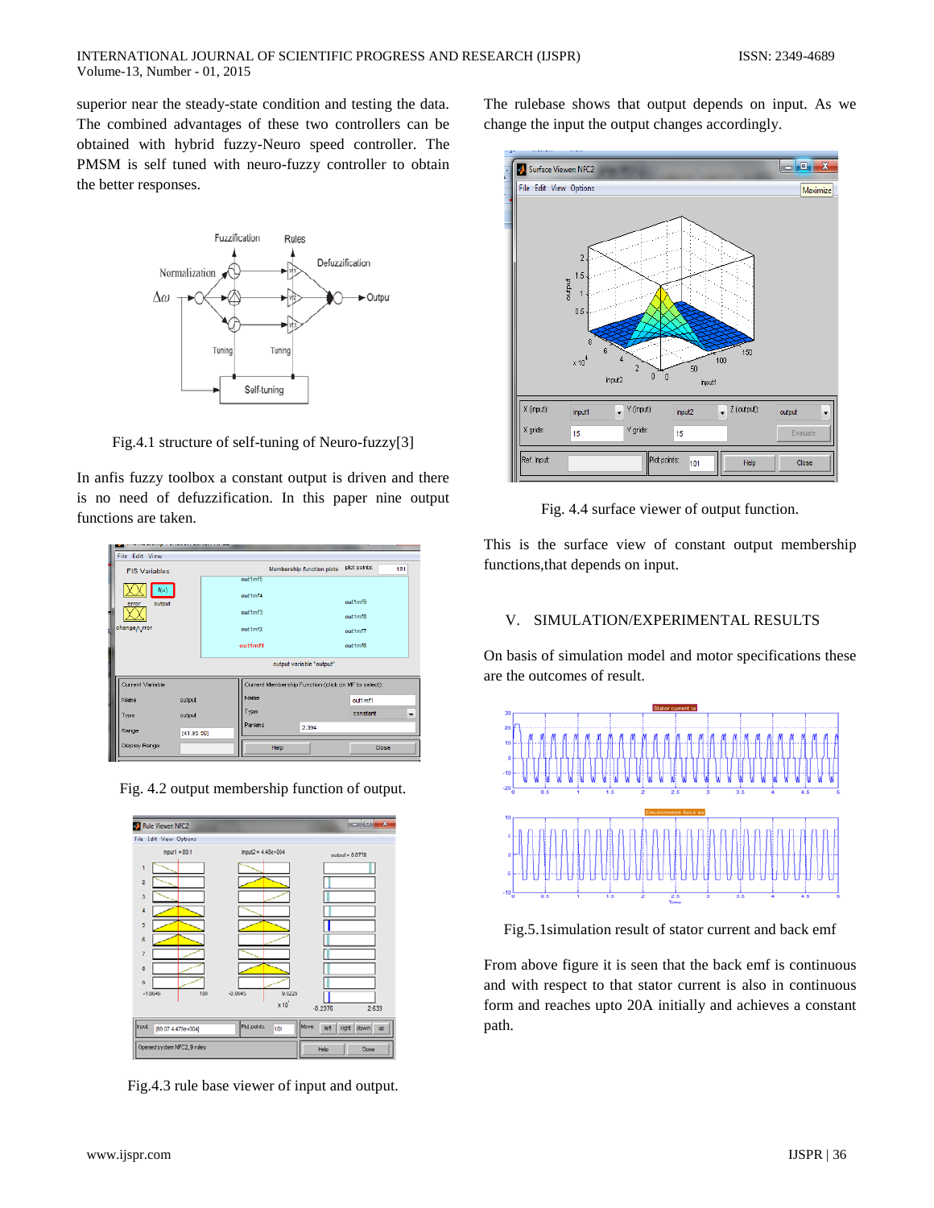superior near the steady-state condition and testing the data. The combined advantages of these two controllers can be obtained with hybrid fuzzy-Neuro speed controller. The PMSM is self tuned with neuro-fuzzy controller to obtain the better responses.

Fig.4.1 structure of self-tuning of Neuro-fuzzy[3]

In anfis fuzzy toolbox a constant output is driven and there is no need of defuzzification. In this paper nine output functions are taken.

Fig. 4.2 output membership function of output.

Fig.4.3 rule base viewer of input and output.

The rulebase shows that output depends on input. As we change the input the output changes accordingly.

Fig. 4.4 surface viewer of output function.

This is the surface view of constant output membership functions,that depends on input.

## V. SIMULATION/EXPERIMENTAL RESULTS

On basis of simulation model and motor specifications these are the outcomes of result.

Fig.5.1simulation result of stator current and back emf

From above figure it is seen that the back emf is continuous and with respect to that stator current is also in continuous form and reaches upto 20A initially and achieves a constant path.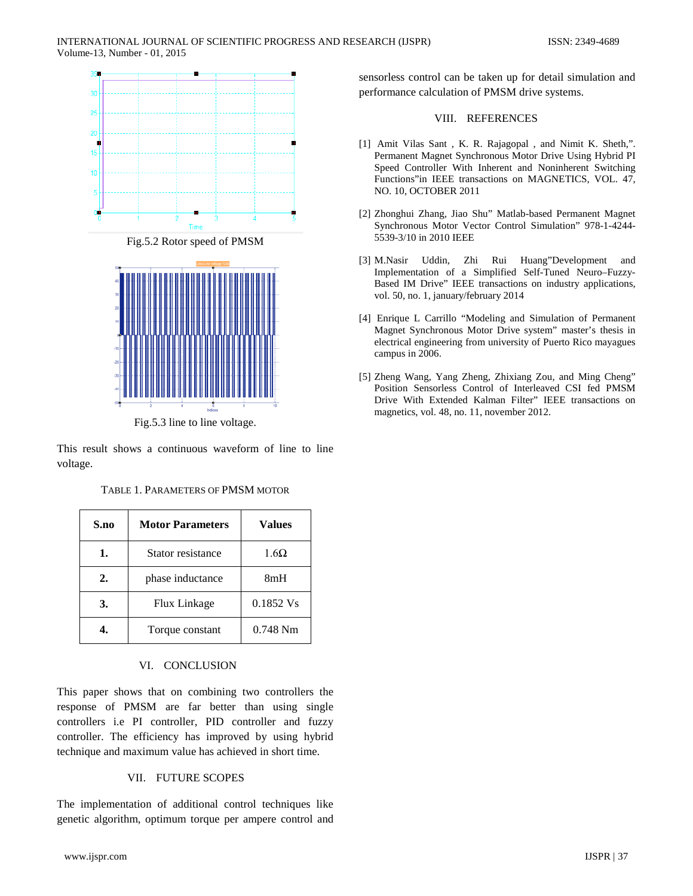35

30

25

20

15

10

5

0

0 1 2 3 4 5

Time

Fig.5.2 Rotor speed of PMSM

Fig.5.3 line to line voltage.

This result shows a continuous waveform of line to line voltage.

TABLE 1. PARAMETERS OF PMSM MOTOR

| S.no | Motor Parameters | Values |
|---|---|---|
| 1. | Stator resistance | 1.6Ω |
| 2. | phase inductance | 8mH |
| 3. | Flux Linkage | 0.1852 Vs |
| 4. | Torque constant | 0.748 Nm |

## VI. CONCLUSION

This paper shows that on combining two controllers the response of PMSM are far better than using single controllers i.e PI controller, PID controller and fuzzy controller. The efficiency has improved by using hybrid technique and maximum value has achieved in short time.

## VII. FUTURE SCOPES

The implementation of additional control techniques like genetic algorithm, optimum torque per ampere control and sensorless control can be taken up for detail simulation and performance calculation of PMSM drive systems.

## VIII. REFERENCES

[1] Amit Vilas Sant , K. R. Rajagopal , and Nimit K. Sheth,". Permanent Magnet Synchronous Motor Drive Using Hybrid PI Speed Controller With Inherent and Noninherent Switching Functions"in IEEE transactions on MAGNETICS, VOL. 47, NO. 10, OCTOBER 2011

[2] Zhonghui Zhang, Jiao Shu" Matlab-based Permanent Magnet Synchronous Motor Vector Control Simulation" 978-1-4244-5539-3/10 in 2010 IEEE

[3] M.Nasir Uddin, Zhi Rui Huang"Development and Implementation of a Simplified Self-Tuned Neuro–Fuzzy-Based IM Drive" IEEE transactions on industry applications, vol. 50, no. 1, january/february 2014

[4] Enrique L Carrillo "Modeling and Simulation of Permanent Magnet Synchronous Motor Drive system" master's thesis in electrical engineering from university of Puerto Rico mayagues campus in 2006.

[5] Zheng Wang, Yang Zheng, Zhixiang Zou, and Ming Cheng" Position Sensorless Control of Interleaved CSI fed PMSM Drive With Extended Kalman Filter" IEEE transactions on magnetics, vol. 48, no. 11, november 2012.